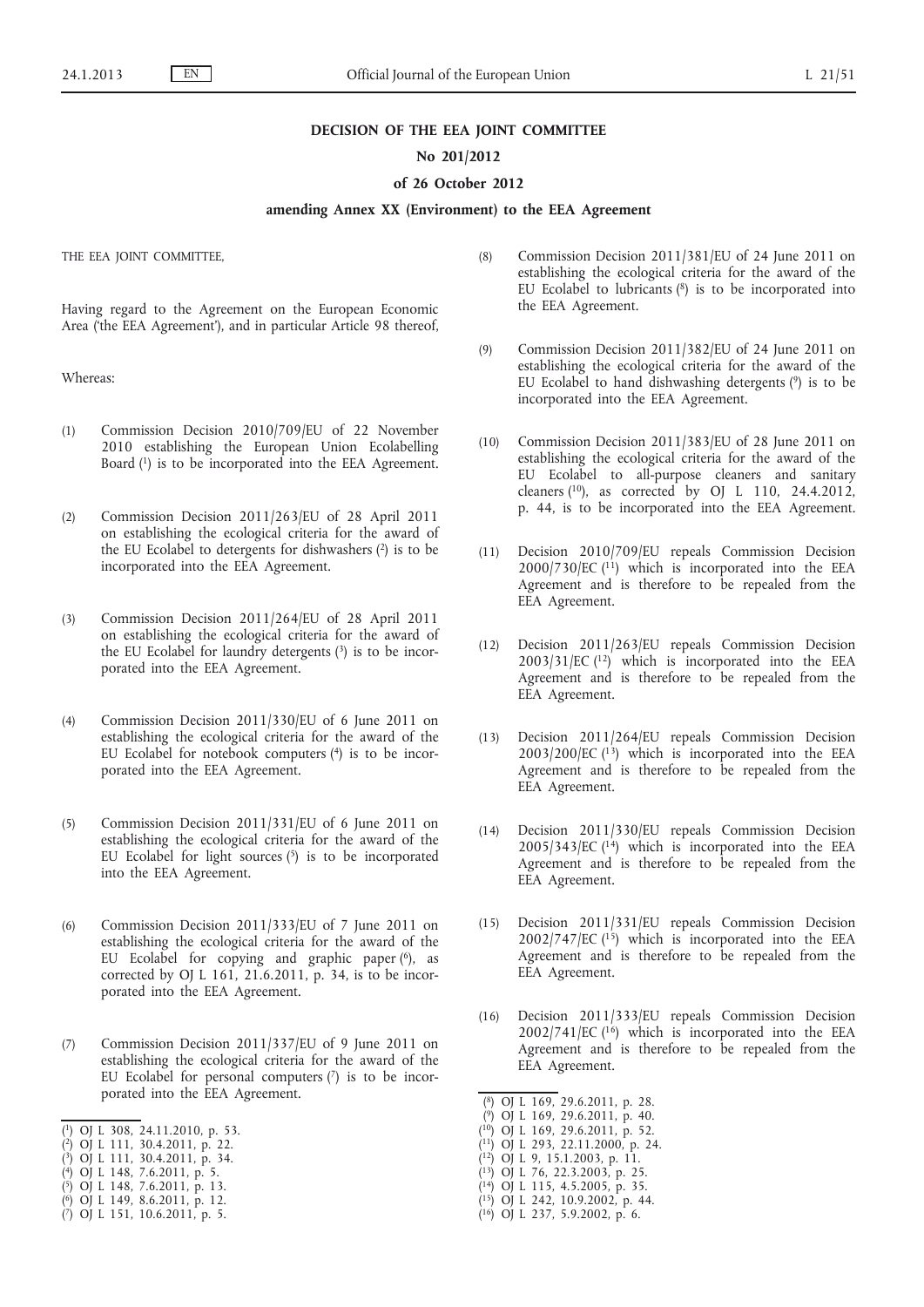# DECISION OF THE EEA JOINT COMMITTEE

## No 201/2012

## of 26 October 2012

## amending Annex XX (Environment) to the EEA Agreement

THE EEA JOINT COMMITTEE,

Having regard to the Agreement on the European Economic Area ('the EEA Agreement'), and in particular Article 98 thereof,

Whereas:

(1) Commission Decision 2010/709/EU of 22 November 2010 establishing the European Union Ecolabelling Board [1] is to be incorporated into the EEA Agreement.

(2) Commission Decision 2011/263/EU of 28 April 2011 on establishing the ecological criteria for the award of the EU Ecolabel to detergents for dishwashers [2] is to be incorporated into the EEA Agreement.

(3) Commission Decision 2011/264/EU of 28 April 2011 on establishing the ecological criteria for the award of the EU Ecolabel for laundry detergents [3] is to be incorporated into the EEA Agreement.

(4) Commission Decision 2011/330/EU of 6 June 2011 on establishing the ecological criteria for the award of the EU Ecolabel for notebook computers [4] is to be incorporated into the EEA Agreement.

(5) Commission Decision 2011/331/EU of 6 June 2011 on establishing the ecological criteria for the award of the EU Ecolabel for light sources [5] is to be incorporated into the EEA Agreement.

(6) Commission Decision 2011/333/EU of 7 June 2011 on establishing the ecological criteria for the award of the EU Ecolabel for copying and graphic paper [6], as corrected by OJ L 161, 21.6.2011, p. 34, is to be incorporated into the EEA Agreement.

(7) Commission Decision 2011/337/EU of 9 June 2011 on establishing the ecological criteria for the award of the EU Ecolabel for personal computers [7] is to be incorporated into the EEA Agreement.

(8) Commission Decision 2011/381/EU of 24 June 2011 on establishing the ecological criteria for the award of the EU Ecolabel to lubricants [8] is to be incorporated into the EEA Agreement.

(9) Commission Decision 2011/382/EU of 24 June 2011 on establishing the ecological criteria for the award of the EU Ecolabel to hand dishwashing detergents [9] is to be incorporated into the EEA Agreement.

(10) Commission Decision 2011/383/EU of 28 June 2011 on establishing the ecological criteria for the award of the EU Ecolabel to all-purpose cleaners and sanitary cleaners [10], as corrected by OJ L 110, 24.4.2012, p. 44, is to be incorporated into the EEA Agreement.

(11) Decision 2010/709/EU repeals Commission Decision 2000/730/EC [11] which is incorporated into the EEA Agreement and is therefore to be repealed from the EEA Agreement.

(12) Decision 2011/263/EU repeals Commission Decision 2003/31/EC [12] which is incorporated into the EEA Agreement and is therefore to be repealed from the EEA Agreement.

(13) Decision 2011/264/EU repeals Commission Decision 2003/200/EC [13] which is incorporated into the EEA Agreement and is therefore to be repealed from the EEA Agreement.

(14) Decision 2011/330/EU repeals Commission Decision 2005/343/EC [14] which is incorporated into the EEA Agreement and is therefore to be repealed from the EEA Agreement.

(15) Decision 2011/331/EU repeals Commission Decision 2002/747/EC [15] which is incorporated into the EEA Agreement and is therefore to be repealed from the EEA Agreement.

(16) Decision 2011/333/EU repeals Commission Decision 2002/741/EC [16] which is incorporated into the EEA Agreement and is therefore to be repealed from the EEA Agreement.

---

[1] OJ L 308, 24.11.2010, p. 53.
[2] OJ L 111, 30.4.2011, p. 22.
[3] OJ L 111, 30.4.2011, p. 34.
[4] OJ L 148, 7.6.2011, p. 5.
[5] OJ L 148, 7.6.2011, p. 13.
[6] OJ L 149, 8.6.2011, p. 12.
[7] OJ L 151, 10.6.2011, p. 5.
[8] OJ L 169, 29.6.2011, p. 28.
[9] OJ L 169, 29.6.2011, p. 40.
[10] OJ L 169, 29.6.2011, p. 52.
[11] OJ L 293, 22.11.2000, p. 24.
[12] OJ L 9, 15.1.2003, p. 11.
[13] OJ L 76, 22.3.2003, p. 25.
[14] OJ L 115, 4.5.2005, p. 35.
[15] OJ L 242, 10.9.2002, p. 44.
[16] OJ L 237, 5.9.2002, p. 6.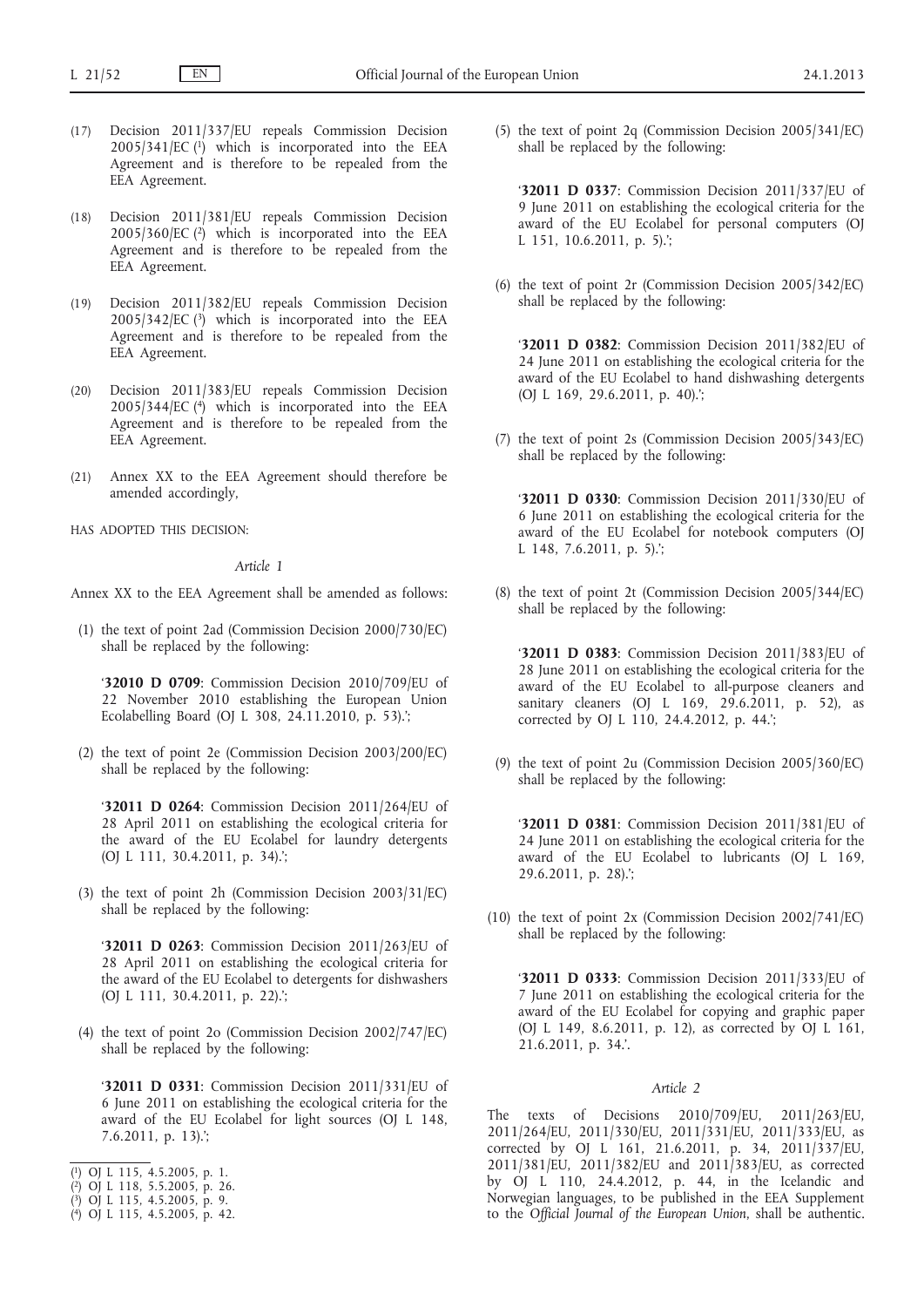(17) Decision 2011/337/EU repeals Commission Decision 2005/341/EC [1] which is incorporated into the EEA Agreement and is therefore to be repealed from the EEA Agreement.

(18) Decision 2011/381/EU repeals Commission Decision 2005/360/EC [2] which is incorporated into the EEA Agreement and is therefore to be repealed from the EEA Agreement.

(19) Decision 2011/382/EU repeals Commission Decision 2005/342/EC [3] which is incorporated into the EEA Agreement and is therefore to be repealed from the EEA Agreement.

(20) Decision 2011/383/EU repeals Commission Decision 2005/344/EC [4] which is incorporated into the EEA Agreement and is therefore to be repealed from the EEA Agreement.

(21) Annex XX to the EEA Agreement should therefore be amended accordingly,

HAS ADOPTED THIS DECISION:

*Article 1*

Annex XX to the EEA Agreement shall be amended as follows:

(1) the text of point 2ad (Commission Decision 2000/730/EC) shall be replaced by the following:

'**32010 D 0709**: Commission Decision 2010/709/EU of 22 November 2010 establishing the European Union Ecolabelling Board (OJ L 308, 24.11.2010, p. 53).';

(2) the text of point 2e (Commission Decision 2003/200/EC) shall be replaced by the following:

'**32011 D 0264**: Commission Decision 2011/264/EU of 28 April 2011 on establishing the ecological criteria for the award of the EU Ecolabel for laundry detergents (OJ L 111, 30.4.2011, p. 34).';

(3) the text of point 2h (Commission Decision 2003/31/EC) shall be replaced by the following:

'**32011 D 0263**: Commission Decision 2011/263/EU of 28 April 2011 on establishing the ecological criteria for the award of the EU Ecolabel to detergents for dishwashers (OJ L 111, 30.4.2011, p. 22).';

(4) the text of point 2o (Commission Decision 2002/747/EC) shall be replaced by the following:

'**32011 D 0331**: Commission Decision 2011/331/EU of 6 June 2011 on establishing the ecological criteria for the award of the EU Ecolabel for light sources (OJ L 148, 7.6.2011, p. 13).';

(5) the text of point 2q (Commission Decision 2005/341/EC) shall be replaced by the following:

'**32011 D 0337**: Commission Decision 2011/337/EU of 9 June 2011 on establishing the ecological criteria for the award of the EU Ecolabel for personal computers (OJ L 151, 10.6.2011, p. 5).';

(6) the text of point 2r (Commission Decision 2005/342/EC) shall be replaced by the following:

'**32011 D 0382**: Commission Decision 2011/382/EU of 24 June 2011 on establishing the ecological criteria for the award of the EU Ecolabel to hand dishwashing detergents (OJ L 169, 29.6.2011, p. 40).';

(7) the text of point 2s (Commission Decision 2005/343/EC) shall be replaced by the following:

'**32011 D 0330**: Commission Decision 2011/330/EU of 6 June 2011 on establishing the ecological criteria for the award of the EU Ecolabel for notebook computers (OJ L 148, 7.6.2011, p. 5).';

(8) the text of point 2t (Commission Decision 2005/344/EC) shall be replaced by the following:

'**32011 D 0383**: Commission Decision 2011/383/EU of 28 June 2011 on establishing the ecological criteria for the award of the EU Ecolabel to all-purpose cleaners and sanitary cleaners (OJ L 169, 29.6.2011, p. 52), as corrected by OJ L 110, 24.4.2012, p. 44.';

(9) the text of point 2u (Commission Decision 2005/360/EC) shall be replaced by the following:

'**32011 D 0381**: Commission Decision 2011/381/EU of 24 June 2011 on establishing the ecological criteria for the award of the EU Ecolabel to lubricants (OJ L 169, 29.6.2011, p. 28).';

(10) the text of point 2x (Commission Decision 2002/741/EC) shall be replaced by the following:

'**32011 D 0333**: Commission Decision 2011/333/EU of 7 June 2011 on establishing the ecological criteria for the award of the EU Ecolabel for copying and graphic paper (OJ L 149, 8.6.2011, p. 12), as corrected by OJ L 161, 21.6.2011, p. 34.'.

*Article 2*

The texts of Decisions 2010/709/EU, 2011/263/EU, 2011/264/EU, 2011/330/EU, 2011/331/EU, 2011/333/EU, as corrected by OJ L 161, 21.6.2011, p. 34, 2011/337/EU, 2011/381/EU, 2011/382/EU and 2011/383/EU, as corrected by OJ L 110, 24.4.2012, p. 44, in the Icelandic and Norwegian languages, to be published in the EEA Supplement to the *Official Journal of the European Union*, shall be authentic.

---

[1] OJ L 115, 4.5.2005, p. 1.
[2] OJ L 118, 5.5.2005, p. 26.
[3] OJ L 115, 4.5.2005, p. 9.
[4] OJ L 115, 4.5.2005, p. 42.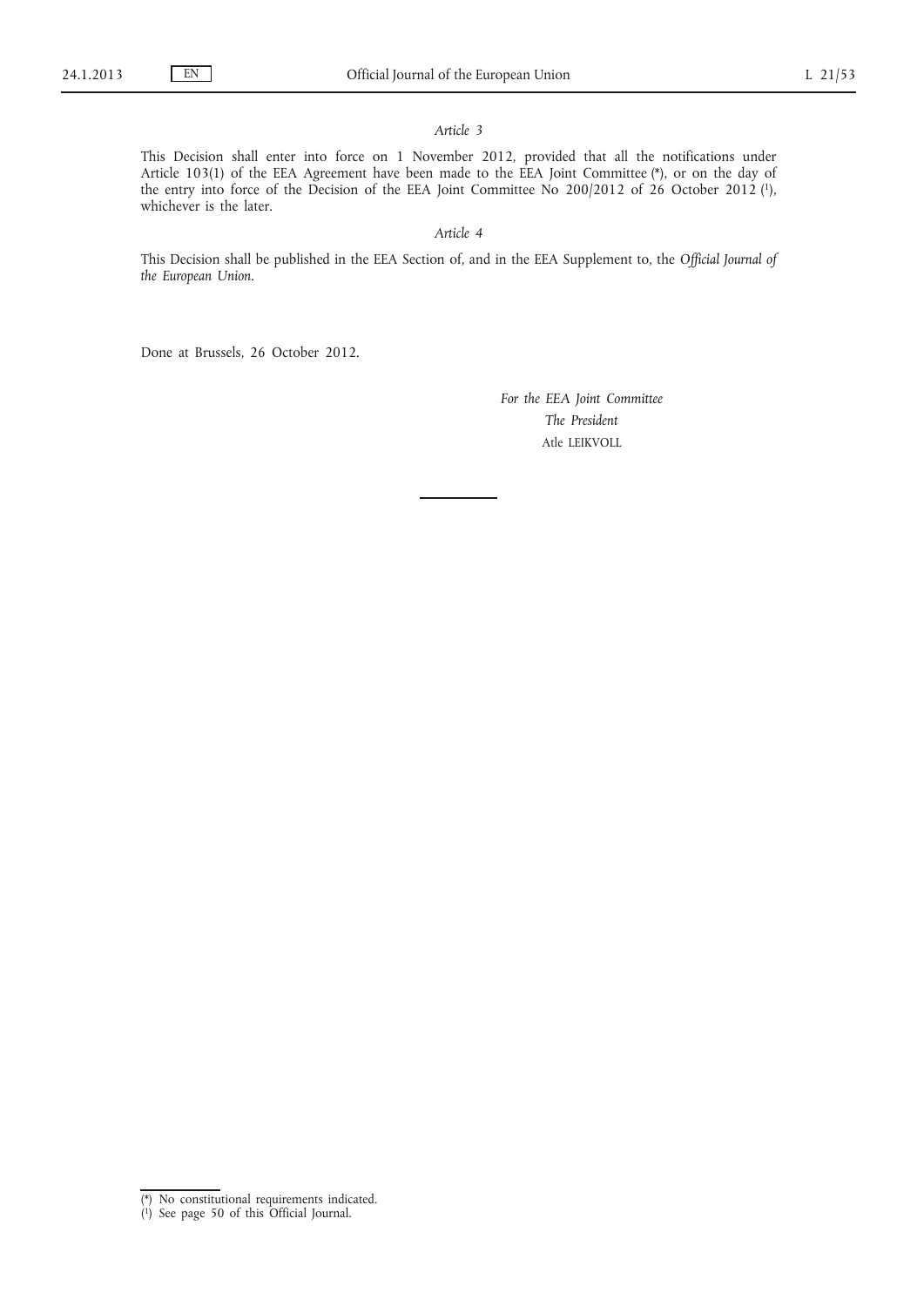*Article 3*

This Decision shall enter into force on 1 November 2012, provided that all the notifications under Article 103(1) of the EEA Agreement have been made to the EEA Joint Committee (*), or on the day of the entry into force of the Decision of the EEA Joint Committee No 200/2012 of 26 October 2012 [1], whichever is the later.

*Article 4*

This Decision shall be published in the EEA Section of, and in the EEA Supplement to, the *Official Journal of the European Union*.

Done at Brussels, 26 October 2012.

*For the EEA Joint Committee*

*The President*

Atle LEIKVOLL

---

(*) No constitutional requirements indicated.

[1] See page 50 of this Official Journal.